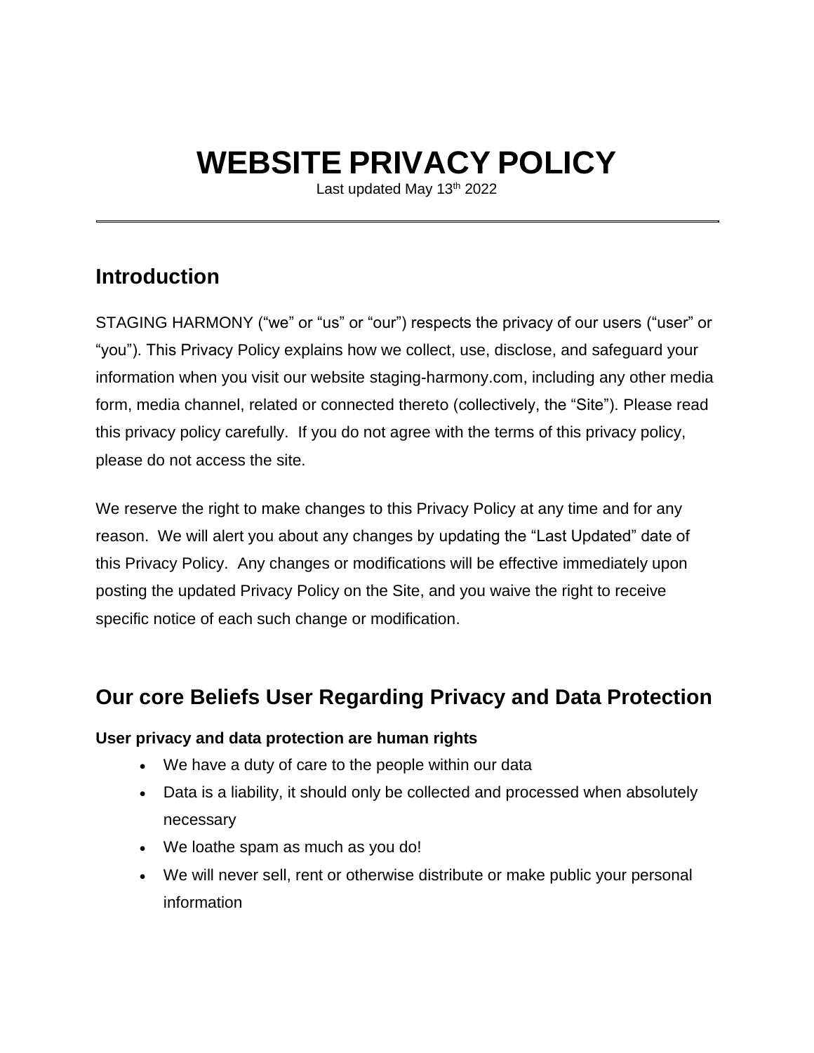# WEBSITE PRIVACY POLICY

Last updated May 13th 2022

---

## Introduction

STAGING HARMONY ("we" or "us" or "our") respects the privacy of our users ("user" or "you"). This Privacy Policy explains how we collect, use, disclose, and safeguard your information when you visit our website staging-harmony.com, including any other media form, media channel, related or connected thereto (collectively, the "Site"). Please read this privacy policy carefully. If you do not agree with the terms of this privacy policy, please do not access the site.

We reserve the right to make changes to this Privacy Policy at any time and for any reason. We will alert you about any changes by updating the "Last Updated" date of this Privacy Policy. Any changes or modifications will be effective immediately upon posting the updated Privacy Policy on the Site, and you waive the right to receive specific notice of each such change or modification.

## Our core Beliefs User Regarding Privacy and Data Protection

**User privacy and data protection are human rights**

- We have a duty of care to the people within our data
- Data is a liability, it should only be collected and processed when absolutely necessary
- We loathe spam as much as you do!
- We will never sell, rent or otherwise distribute or make public your personal information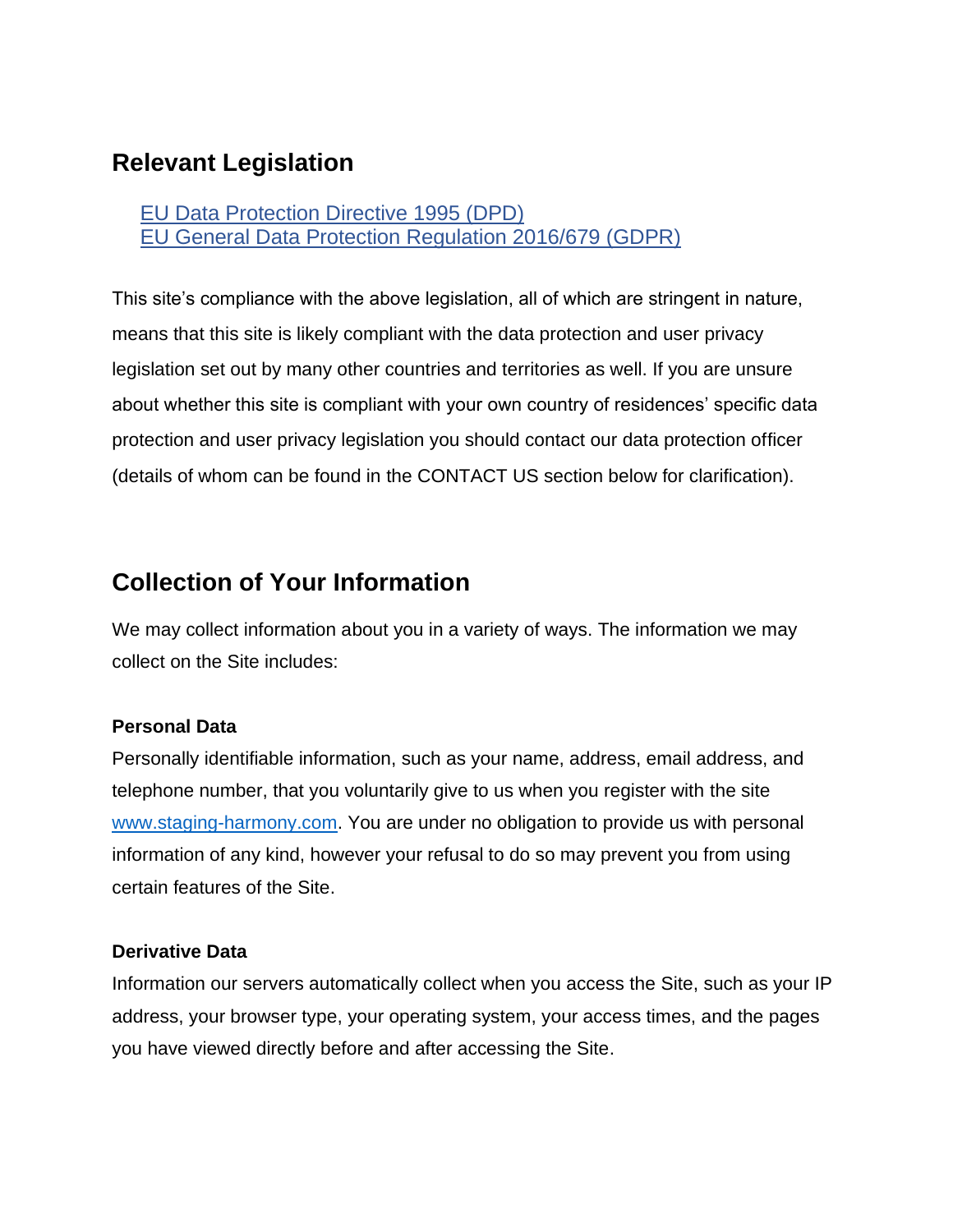## Relevant Legislation

[EU Data Protection Directive 1995 (DPD)](#)
[EU General Data Protection Regulation 2016/679 (GDPR)](#)

This site's compliance with the above legislation, all of which are stringent in nature, means that this site is likely compliant with the data protection and user privacy legislation set out by many other countries and territories as well. If you are unsure about whether this site is compliant with your own country of residences' specific data protection and user privacy legislation you should contact our data protection officer (details of whom can be found in the CONTACT US section below for clarification).

## Collection of Your Information

We may collect information about you in a variety of ways. The information we may collect on the Site includes:

### Personal Data

Personally identifiable information, such as your name, address, email address, and telephone number, that you voluntarily give to us when you register with the site [www.staging-harmony.com](http://www.staging-harmony.com). You are under no obligation to provide us with personal information of any kind, however your refusal to do so may prevent you from using certain features of the Site.

### Derivative Data

Information our servers automatically collect when you access the Site, such as your IP address, your browser type, your operating system, your access times, and the pages you have viewed directly before and after accessing the Site.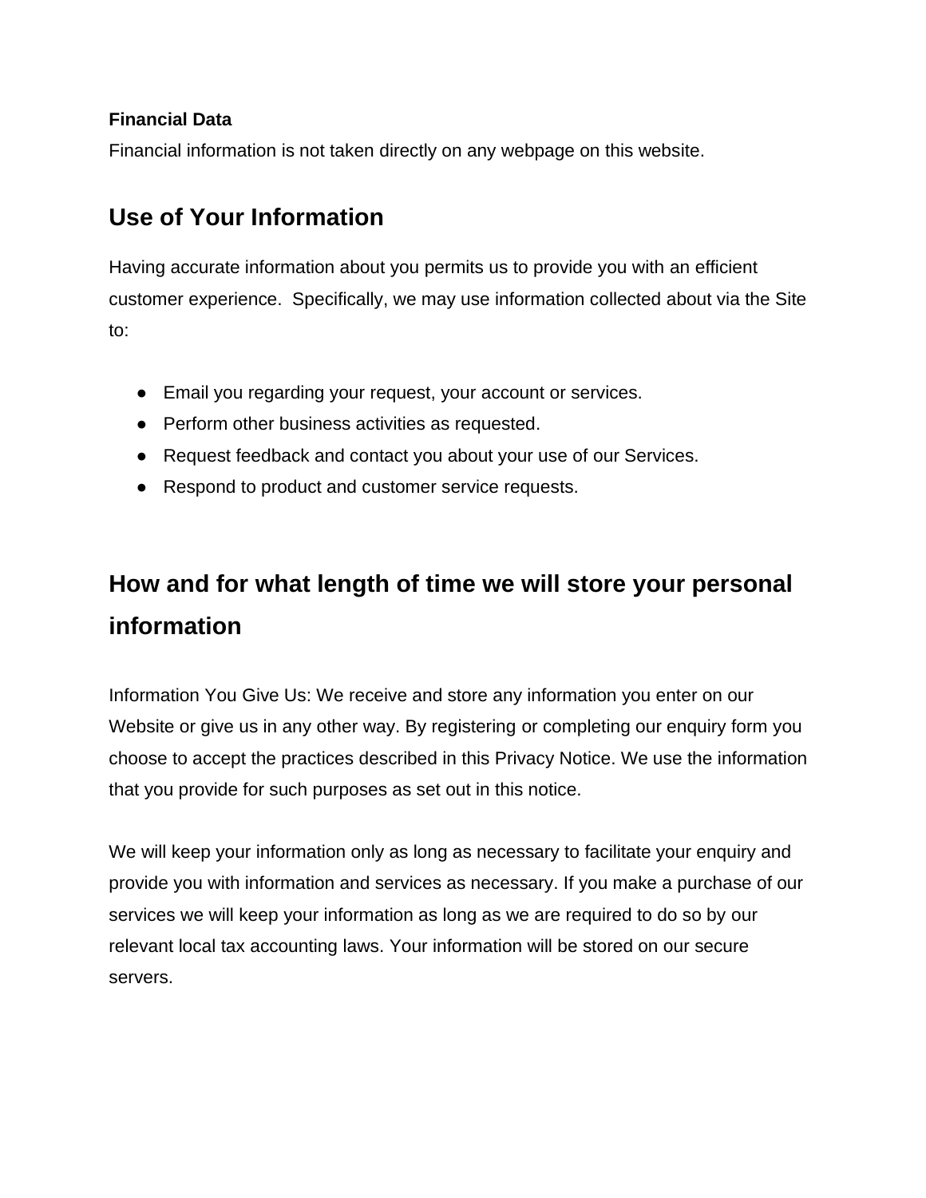**Financial Data**

Financial information is not taken directly on any webpage on this website.

## Use of Your Information

Having accurate information about you permits us to provide you with an efficient customer experience.  Specifically, we may use information collected about via the Site to:

- Email you regarding your request, your account or services.
- Perform other business activities as requested.
- Request feedback and contact you about your use of our Services.
- Respond to product and customer service requests.

## How and for what length of time we will store your personal information

Information You Give Us: We receive and store any information you enter on our Website or give us in any other way. By registering or completing our enquiry form you choose to accept the practices described in this Privacy Notice. We use the information that you provide for such purposes as set out in this notice.

We will keep your information only as long as necessary to facilitate your enquiry and provide you with information and services as necessary. If you make a purchase of our services we will keep your information as long as we are required to do so by our relevant local tax accounting laws. Your information will be stored on our secure servers.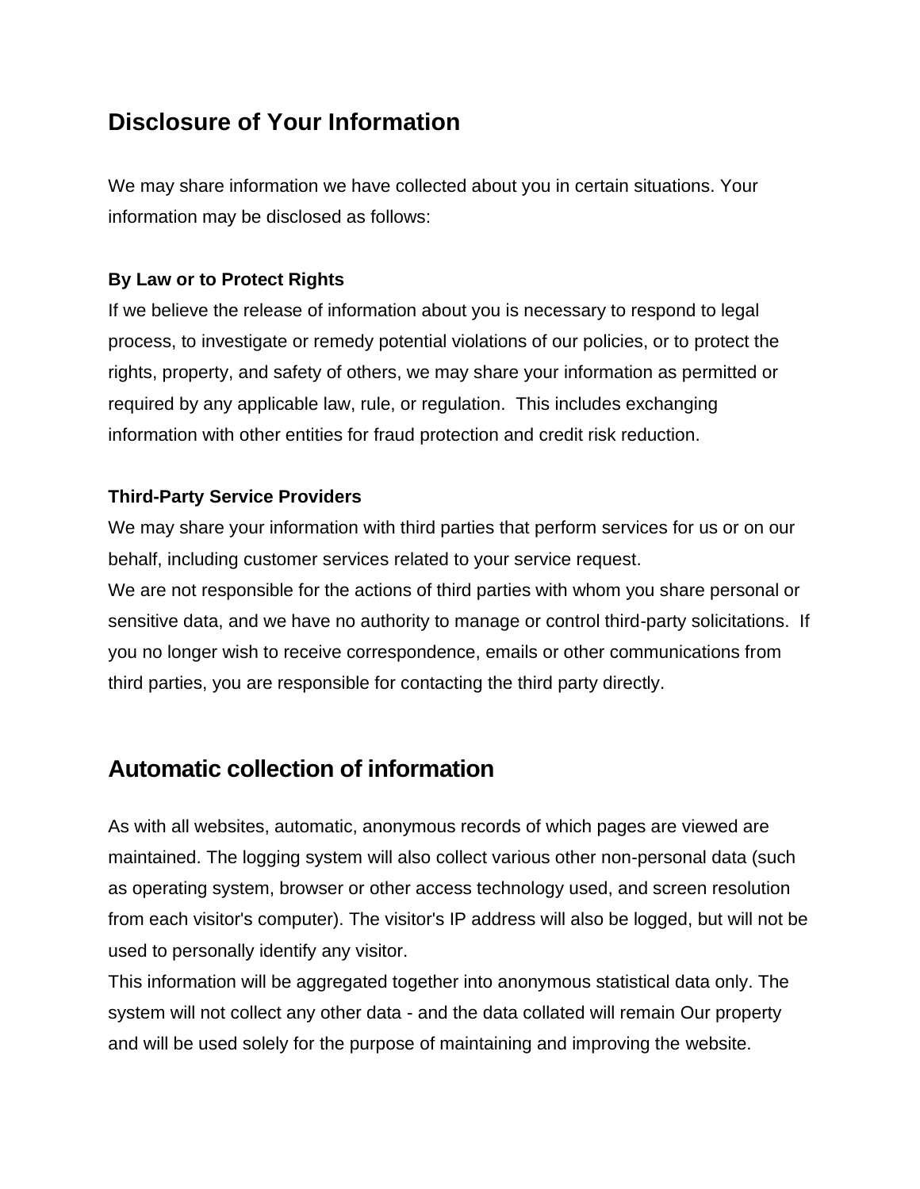## Disclosure of Your Information

We may share information we have collected about you in certain situations. Your information may be disclosed as follows:

**By Law or to Protect Rights**

If we believe the release of information about you is necessary to respond to legal process, to investigate or remedy potential violations of our policies, or to protect the rights, property, and safety of others, we may share your information as permitted or required by any applicable law, rule, or regulation. This includes exchanging information with other entities for fraud protection and credit risk reduction.

**Third-Party Service Providers**

We may share your information with third parties that perform services for us or on our behalf, including customer services related to your service request.

We are not responsible for the actions of third parties with whom you share personal or sensitive data, and we have no authority to manage or control third-party solicitations. If you no longer wish to receive correspondence, emails or other communications from third parties, you are responsible for contacting the third party directly.

## Automatic collection of information

As with all websites, automatic, anonymous records of which pages are viewed are maintained. The logging system will also collect various other non-personal data (such as operating system, browser or other access technology used, and screen resolution from each visitor's computer). The visitor's IP address will also be logged, but will not be used to personally identify any visitor.

This information will be aggregated together into anonymous statistical data only. The system will not collect any other data - and the data collated will remain Our property and will be used solely for the purpose of maintaining and improving the website.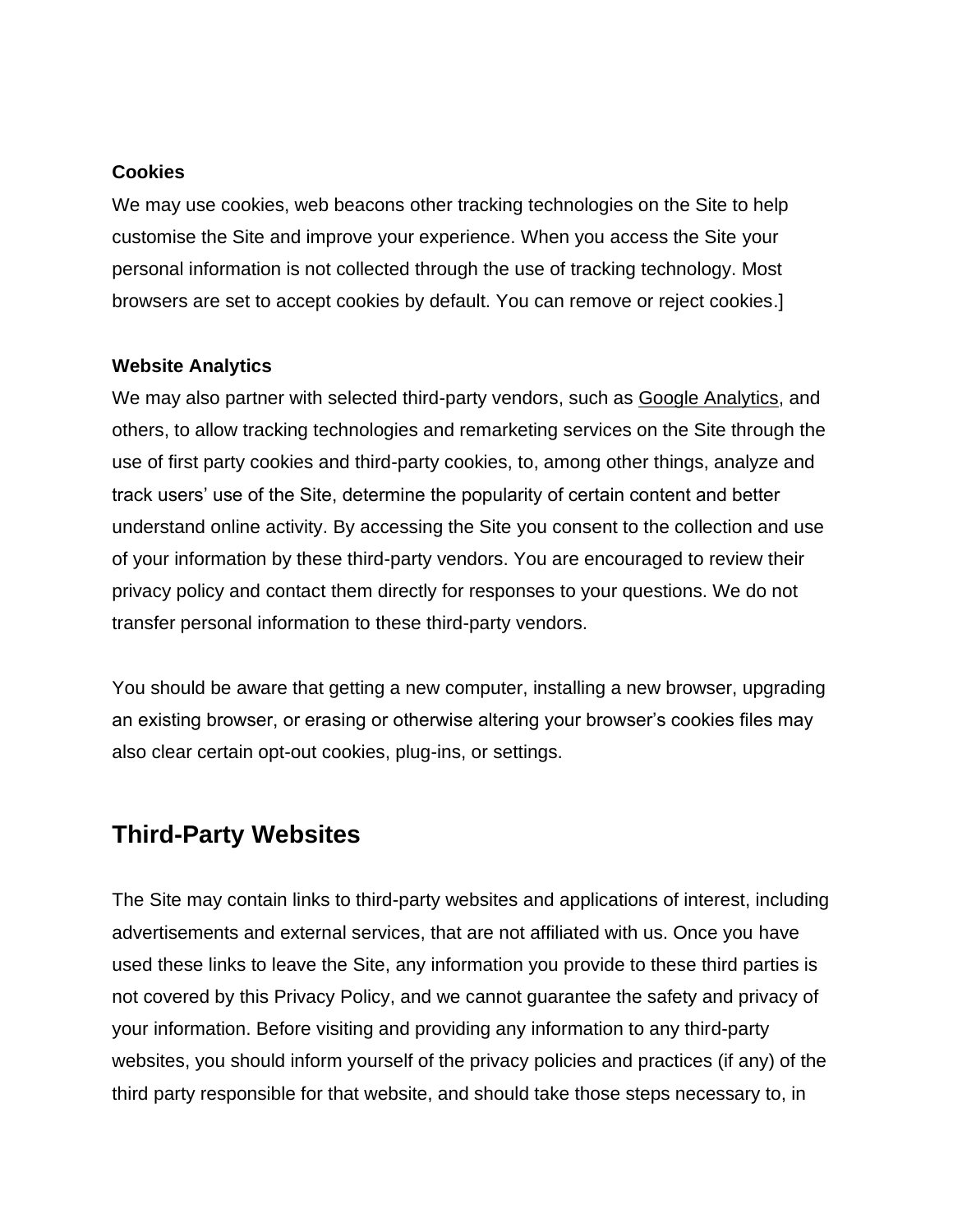**Cookies**

We may use cookies, web beacons other tracking technologies on the Site to help customise the Site and improve your experience. When you access the Site your personal information is not collected through the use of tracking technology. Most browsers are set to accept cookies by default. You can remove or reject cookies.]

**Website Analytics**

We may also partner with selected third-party vendors, such as Google Analytics, and others, to allow tracking technologies and remarketing services on the Site through the use of first party cookies and third-party cookies, to, among other things, analyze and track users' use of the Site, determine the popularity of certain content and better understand online activity. By accessing the Site you consent to the collection and use of your information by these third-party vendors. You are encouraged to review their privacy policy and contact them directly for responses to your questions. We do not transfer personal information to these third-party vendors.

You should be aware that getting a new computer, installing a new browser, upgrading an existing browser, or erasing or otherwise altering your browser's cookies files may also clear certain opt-out cookies, plug-ins, or settings.

## Third-Party Websites

The Site may contain links to third-party websites and applications of interest, including advertisements and external services, that are not affiliated with us. Once you have used these links to leave the Site, any information you provide to these third parties is not covered by this Privacy Policy, and we cannot guarantee the safety and privacy of your information. Before visiting and providing any information to any third-party websites, you should inform yourself of the privacy policies and practices (if any) of the third party responsible for that website, and should take those steps necessary to, in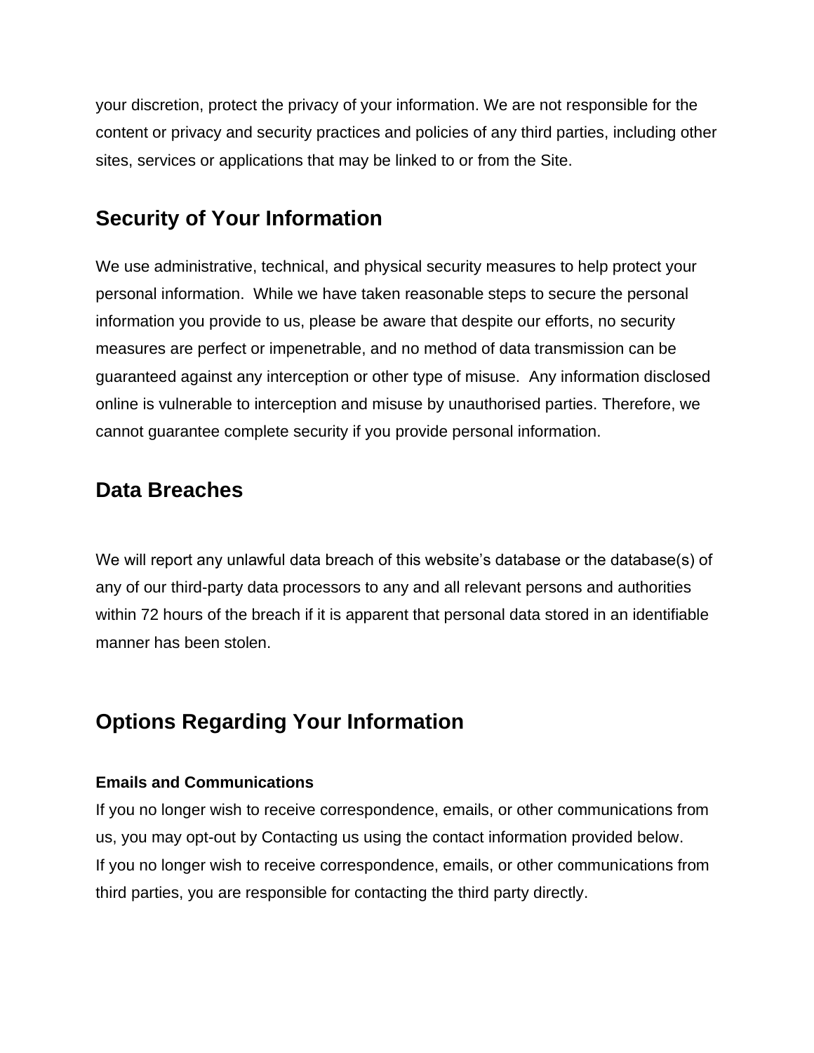your discretion, protect the privacy of your information. We are not responsible for the content or privacy and security practices and policies of any third parties, including other sites, services or applications that may be linked to or from the Site.

## Security of Your Information

We use administrative, technical, and physical security measures to help protect your personal information. While we have taken reasonable steps to secure the personal information you provide to us, please be aware that despite our efforts, no security measures are perfect or impenetrable, and no method of data transmission can be guaranteed against any interception or other type of misuse. Any information disclosed online is vulnerable to interception and misuse by unauthorised parties. Therefore, we cannot guarantee complete security if you provide personal information.

## Data Breaches

We will report any unlawful data breach of this website's database or the database(s) of any of our third-party data processors to any and all relevant persons and authorities within 72 hours of the breach if it is apparent that personal data stored in an identifiable manner has been stolen.

## Options Regarding Your Information

**Emails and Communications**

If you no longer wish to receive correspondence, emails, or other communications from us, you may opt-out by Contacting us using the contact information provided below.

If you no longer wish to receive correspondence, emails, or other communications from third parties, you are responsible for contacting the third party directly.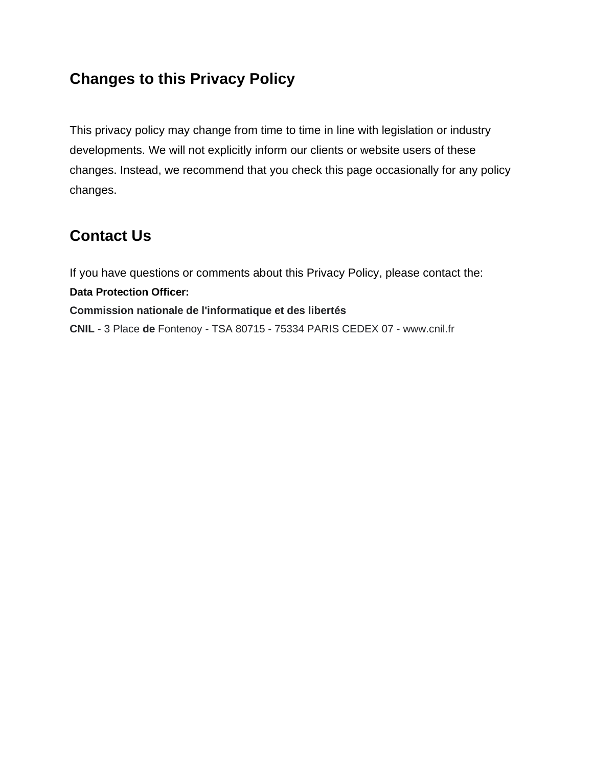## Changes to this Privacy Policy

This privacy policy may change from time to time in line with legislation or industry developments. We will not explicitly inform our clients or website users of these changes. Instead, we recommend that you check this page occasionally for any policy changes.

## Contact Us

If you have questions or comments about this Privacy Policy, please contact the:

**Data Protection Officer:**

**Commission nationale de l'informatique et des libertés**

**CNIL** - 3 Place **de** Fontenoy - TSA 80715 - 75334 PARIS CEDEX 07 - www.cnil.fr